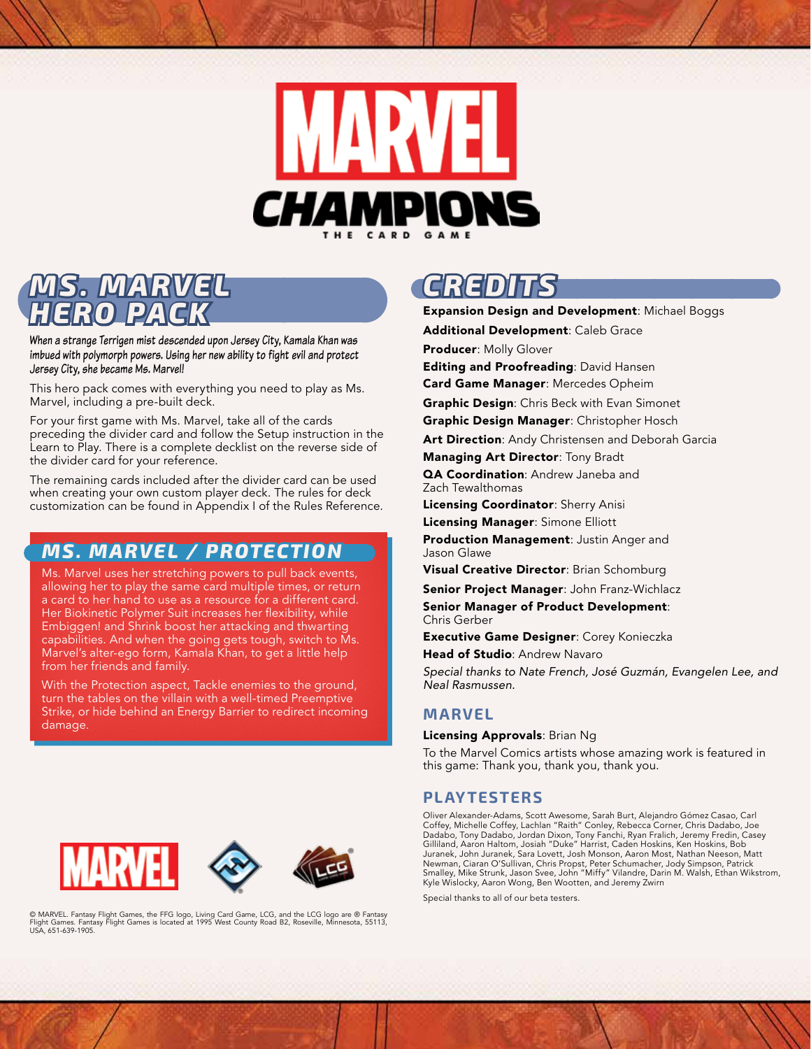# MARVEL CHAMPIONS

THE CARD GAME

## MS. MARVEL HERO PACK

***When a strange Terrigen mist descended upon Jersey City, Kamala Khan was imbued with polymorph powers. Using her new ability to fight evil and protect Jersey City, she became Ms. Marvel!***

This hero pack comes with everything you need to play as Ms. Marvel, including a pre-built deck.

For your first game with Ms. Marvel, take all of the cards preceding the divider card and follow the Setup instruction in the Learn to Play. There is a complete decklist on the reverse side of the divider card for your reference.

The remaining cards included after the divider card can be used when creating your own custom player deck. The rules for deck customization can be found in Appendix I of the Rules Reference.

### MS. MARVEL / PROTECTION

Ms. Marvel uses her stretching powers to pull back events, allowing her to play the same card multiple times, or return a card to her hand to use as a resource for a different card. Her Biokinetic Polymer Suit increases her flexibility, while Embiggen! and Shrink boost her attacking and thwarting capabilities. And when the going gets tough, switch to Ms. Marvel's alter-ego form, Kamala Khan, to get a little help from her friends and family.

With the Protection aspect, Tackle enemies to the ground, turn the tables on the villain with a well-timed Preemptive Strike, or hide behind an Energy Barrier to redirect incoming damage.

© MARVEL. Fantasy Flight Games, the FFG logo, Living Card Game, LCG, and the LCG logo are ® Fantasy Flight Games. Fantasy Flight Games is located at 1995 West County Road B2, Roseville, Minnesota, 55113, USA, 651-639-1905.

## CREDITS

**Expansion Design and Development**: Michael Boggs

**Additional Development**: Caleb Grace

**Producer**: Molly Glover

**Editing and Proofreading**: David Hansen

**Card Game Manager**: Mercedes Opheim

**Graphic Design**: Chris Beck with Evan Simonet

**Graphic Design Manager**: Christopher Hosch

**Art Direction**: Andy Christensen and Deborah Garcia

**Managing Art Director**: Tony Bradt

**QA Coordination**: Andrew Janeba and Zach Tewalthomas

**Licensing Coordinator**: Sherry Anisi

**Licensing Manager**: Simone Elliott

**Production Management**: Justin Anger and Jason Glawe

**Visual Creative Director**: Brian Schomburg

**Senior Project Manager**: John Franz-Wichlacz

**Senior Manager of Product Development**: Chris Gerber

**Executive Game Designer**: Corey Konieczka

**Head of Studio**: Andrew Navaro

*Special thanks to Nate French, José Guzmán, Evangelen Lee, and Neal Rasmussen.*

### MARVEL

**Licensing Approvals**: Brian Ng

To the Marvel Comics artists whose amazing work is featured in this game: Thank you, thank you, thank you.

### PLAYTESTERS

Oliver Alexander-Adams, Scott Awesome, Sarah Burt, Alejandro Gómez Casao, Carl Coffey, Michelle Coffey, Lachlan "Raith" Conley, Rebecca Corner, Chris Dadabo, Joe Dadabo, Tony Dadabo, Jordan Dixon, Tony Fanchi, Ryan Fralich, Jeremy Fredin, Casey Gilliland, Aaron Haltom, Josiah "Duke" Harrist, Caden Hoskins, Ken Hoskins, Bob Juranek, John Juranek, Sara Lovett, Josh Monson, Aaron Most, Nathan Neeson, Matt Newman, Ciaran O'Sullivan, Chris Propst, Peter Schumacher, Jody Simpson, Patrick Smalley, Mike Strunk, Jason Svee, John "Miffy" Vilandre, Darin M. Walsh, Ethan Wikstrom, Kyle Wislocky, Aaron Wong, Ben Wootten, and Jeremy Zwirn

Special thanks to all of our beta testers.